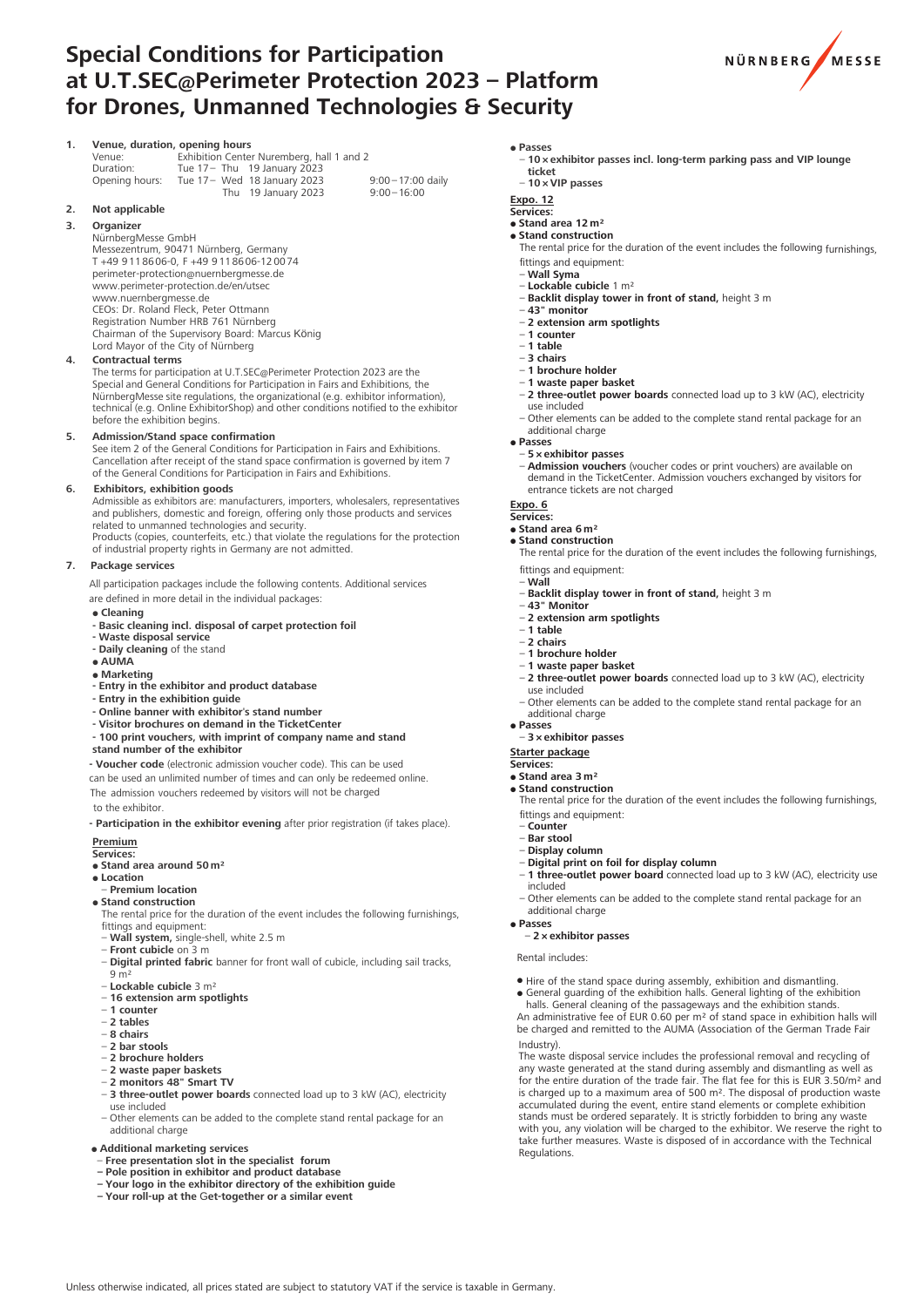# Special Conditions for Participation at U.T.SEC@Perimeter Protection 2023 – Platform for Drones, Unmanned Technologies & Security

**1. Venue, duration, opening hours**

| | | |
|---|---|---|
| Venue: | Exhibition Center Nuremberg, hall 1 and 2 | |
| Duration: | Tue 17 – Thu 19 January 2023 | |
| Opening hours: | Tue 17 – Wed 18 January 2023 | 9:00 – 17:00 daily |
| | Thu 19 January 2023 | 9:00 – 16:00 |

**2. Not applicable**

**3. Organizer**

NürnbergMesse GmbH
Messezentrum, 90471 Nürnberg, Germany
T +49 9 11 86 06-0, F +49 9 11 86 06-12 00 74
perimeter-protection@nuernbergmesse.de
www.perimeter-protection.de/en/utsec
www.nuernbergmesse.de
CEOs: Dr. Roland Fleck, Peter Ottmann
Registration Number HRB 761 Nürnberg
Chairman of the Supervisory Board: Marcus König
Lord Mayor of the City of Nürnberg

**4. Contractual terms**

The terms for participation at U.T.SEC@Perimeter Protection 2023 are the Special and General Conditions for Participation in Fairs and Exhibitions, the NürnbergMesse site regulations, the organizational (e.g. exhibitor information), technical (e.g. Online ExhibitorShop) and other conditions notified to the exhibitor before the exhibition begins.

**5. Admission/Stand space confirmation**

See item 2 of the General Conditions for Participation in Fairs and Exhibitions. Cancellation after receipt of the stand space confirmation is governed by item 7 of the General Conditions for Participation in Fairs and Exhibitions.

**6. Exhibitors, exhibition goods**

Admissible as exhibitors are: manufacturers, importers, wholesalers, representatives and publishers, domestic and foreign, offering only those products and services related to unmanned technologies and security.
Products (copies, counterfeits, etc.) that violate the regulations for the protection of industrial property rights in Germany are not admitted.

**7. Package services**

All participation packages include the following contents. Additional services are defined in more detail in the individual packages:

- **Cleaning**
  - **Basic cleaning incl. disposal of carpet protection foil**
  - **Waste disposal service**
  - **Daily cleaning** of the stand
- **AUMA**
- **Marketing**
  - **Entry in the exhibitor and product database**
  - **Entry in the exhibition guide**
  - **Online banner with exhibitor's stand number**
  - **Visitor brochures on demand in the TicketCenter**
  - **100 print vouchers, with imprint of company name and stand stand number of the exhibitor**
  - **Voucher code** (electronic admission voucher code). This can be used can be used an unlimited number of times and can only be redeemed online. The admission vouchers redeemed by visitors will not be charged to the exhibitor.
  - **Participation in the exhibitor evening** after prior registration (if takes place).

**Premium**

**Services:**

- **Stand area around 50 m²**
- **Location**
  - **Premium location**
- **Stand construction**

  The rental price for the duration of the event includes the following furnishings, fittings and equipment:
  - **Wall system,** single-shell, white 2.5 m
  - **Front cubicle** on 3 m
  - **Digital printed fabric** banner for front wall of cubicle, including sail tracks, 9 m²
  - **Lockable cubicle** 3 m²
  - **16 extension arm spotlights**
  - **1 counter**
  - **2 tables**
  - **8 chairs**
  - **2 bar stools**
  - **2 brochure holders**
  - **2 waste paper baskets**
  - **2 monitors 48" Smart TV**
  - **3 three-outlet power boards** connected load up to 3 kW (AC), electricity use included
  - Other elements can be added to the complete stand rental package for an additional charge
- **Additional marketing services**
  - **Free presentation slot in the specialist forum**
  - **Pole position in exhibitor and product database**
  - **Your logo in the exhibitor directory of the exhibition guide**
  - **Your roll-up at the Get-together or a similar event**
- **Passes**
  - **10 × exhibitor passes incl. long-term parking pass and VIP lounge ticket**
  - **10 × VIP passes**

**Expo. 12**

**Services:**

- **Stand area 12 m²**
- **Stand construction**

  The rental price for the duration of the event includes the following furnishings, fittings and equipment:
  - **Wall Syma**
  - **Lockable cubicle** 1 m²
  - **Backlit display tower in front of stand,** height 3 m
  - **43" monitor**
  - **2 extension arm spotlights**
  - **1 counter**
  - **1 table**
  - **3 chairs**
  - **1 brochure holder**
  - **1 waste paper basket**
  - **2 three-outlet power boards** connected load up to 3 kW (AC), electricity use included
  - Other elements can be added to the complete stand rental package for an additional charge
- **Passes**
  - **5 × exhibitor passes**
  - **Admission vouchers** (voucher codes or print vouchers) are available on demand in the TicketCenter. Admission vouchers exchanged by visitors for entrance tickets are not charged

**Expo. 6**

**Services:**

- **Stand area 6 m²**
- **Stand construction**

  The rental price for the duration of the event includes the following furnishings, fittings and equipment:
  - **Wall**
  - **Backlit display tower in front of stand,** height 3 m
  - **43" Monitor**
  - **2 extension arm spotlights**
  - **1 table**
  - **2 chairs**
  - **1 brochure holder**
  - **1 waste paper basket**
  - **2 three-outlet power boards** connected load up to 3 kW (AC), electricity use included
  - Other elements can be added to the complete stand rental package for an additional charge
- **Passes**
  - **3 × exhibitor passes**

**Starter package**

**Services:**

- **Stand area 3 m²**
- **Stand construction**

  The rental price for the duration of the event includes the following furnishings, fittings and equipment:
  - **Counter**
  - **Bar stool**
  - **Display column**
  - **Digital print on foil for display column**
  - **1 three-outlet power board** connected load up to 3 kW (AC), electricity use included
  - Other elements can be added to the complete stand rental package for an additional charge
- **Passes**
  - **2 × exhibitor passes**

Rental includes:

- Hire of the stand space during assembly, exhibition and dismantling.
- General guarding of the exhibition halls. General lighting of the exhibition halls. General cleaning of the passageways and the exhibition stands.

An administrative fee of EUR 0.60 per m² of stand space in exhibition halls will be charged and remitted to the AUMA (Association of the German Trade Fair Industry).

The waste disposal service includes the professional removal and recycling of any waste generated at the stand during assembly and dismantling as well as for the entire duration of the trade fair. The flat fee for this is EUR 3.50/m² and is charged up to a maximum area of 500 m². The disposal of production waste accumulated during the event, entire stand elements or complete exhibition stands must be ordered separately. It is strictly forbidden to bring any waste with you, any violation will be charged to the exhibitor. We reserve the right to take further measures. Waste is disposed of in accordance with the Technical Regulations.

Unless otherwise indicated, all prices stated are subject to statutory VAT if the service is taxable in Germany.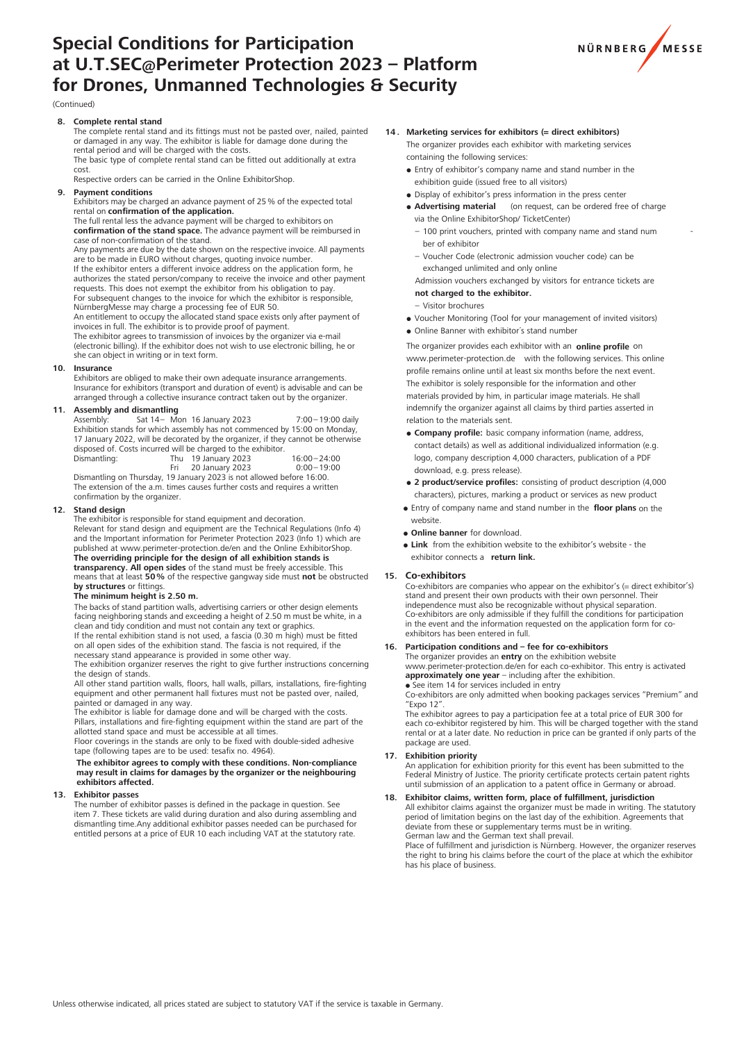# Special Conditions for Participation at U.T.SEC@Perimeter Protection 2023 – Platform for Drones, Unmanned Technologies & Security

(Continued)

**8. Complete rental stand**

The complete rental stand and its fittings must not be pasted over, nailed, painted or damaged in any way. The exhibitor is liable for damage done during the rental period and will be charged with the costs.

The basic type of complete rental stand can be fitted out additionally at extra cost.

Respective orders can be carried in the Online ExhibitorShop.

**9. Payment conditions**

Exhibitors may be charged an advance payment of 25 % of the expected total rental on **confirmation of the application.**

The full rental less the advance payment will be charged to exhibitors on **confirmation of the stand space.** The advance payment will be reimbursed in case of non-confirmation of the stand.

Any payments are due by the date shown on the respective invoice. All payments are to be made in EURO without charges, quoting invoice number.

If the exhibitor enters a different invoice address on the application form, he authorizes the stated person/company to receive the invoice and other payment requests. This does not exempt the exhibitor from his obligation to pay.

For subsequent changes to the invoice for which the exhibitor is responsible, NürnbergMesse may charge a processing fee of EUR 50.

An entitlement to occupy the allocated stand space exists only after payment of invoices in full. The exhibitor is to provide proof of payment.

The exhibitor agrees to transmission of invoices by the organizer via e-mail (electronic billing). If the exhibitor does not wish to use electronic billing, he or she can object in writing or in text form.

**10. Insurance**

Exhibitors are obliged to make their own adequate insurance arrangements. Insurance for exhibitors (transport and duration of event) is advisable and can be arranged through a collective insurance contract taken out by the organizer.

**11. Assembly and dismantling**

| | | |
|---|---|---|
| Assembly: | Sat 14 – Mon 16 January 2023 | 7:00 – 19:00 daily |

Exhibition stands for which assembly has not commenced by 15:00 on Monday, 17 January 2022, will be decorated by the organizer, if they cannot be otherwise disposed of. Costs incurred will be charged to the exhibitor.

| | | |
|---|---|---|
| Dismantling: | Thu 19 January 2023 | 16:00 – 24:00 |
| | Fri 20 January 2023 | 0:00 – 19:00 |

Dismantling on Thursday, 19 January 2023 is not allowed before 16:00.

The extension of the a.m. times causes further costs and requires a written confirmation by the organizer.

**12. Stand design**

The exhibitor is responsible for stand equipment and decoration.

Relevant for stand design and equipment are the Technical Regulations (Info 4) and the Important information for Perimeter Protection 2023 (Info 1) which are published at www.perimeter-protection.de/en and the Online ExhibitorShop.

**The overriding principle for the design of all exhibition stands is transparency. All open sides** of the stand must be freely accessible. This means that at least **50 %** of the respective gangway side must **not** be obstructed **by structures** or fittings.

**The minimum height is 2.50 m.**

The backs of stand partition walls, advertising carriers or other design elements facing neighboring stands and exceeding a height of 2.50 m must be white, in a clean and tidy condition and must not contain any text or graphics.

If the rental exhibition stand is not used, a fascia (0.30 m high) must be fitted on all open sides of the exhibition stand. The fascia is not required, if the necessary stand appearance is provided in some other way.

The exhibition organizer reserves the right to give further instructions concerning the design of stands.

All other stand partition walls, floors, hall walls, pillars, installations, fire-fighting equipment and other permanent hall fixtures must not be pasted over, nailed, painted or damaged in any way.

The exhibitor is liable for damage done and will be charged with the costs.

Pillars, installations and fire-fighting equipment within the stand are part of the allotted stand space and must be accessible at all times.

Floor coverings in the stands are only to be fixed with double-sided adhesive tape (following tapes are to be used: tesafix no. 4964).

**The exhibitor agrees to comply with these conditions. Non-compliance may result in claims for damages by the organizer or the neighbouring exhibitors affected.**

**13. Exhibitor passes**

The number of exhibitor passes is defined in the package in question. See item 7. These tickets are valid during duration and also during assembling and dismantling time.Any additional exhibitor passes needed can be purchased for entitled persons at a price of EUR 10 each including VAT at the statutory rate.

**14. Marketing services for exhibitors (= direct exhibitors)**

The organizer provides each exhibitor with marketing services containing the following services:

- Entry of exhibitor's company name and stand number in the exhibition guide (issued free to all visitors)
- Display of exhibitor's press information in the press center
- **Advertising material** (on request, can be ordered free of charge via the Online ExhibitorShop/ TicketCenter)
  - 100 print vouchers, printed with company name and stand number of exhibitor
  - Voucher Code (electronic admission voucher code) can be exchanged unlimited and only online

  Admission vouchers exchanged by visitors for entrance tickets are **not charged to the exhibitor.**
  - Visitor brochures
- Voucher Monitoring (Tool for your management of invited visitors)
- Online Banner with exhibitor´s stand number

The organizer provides each exhibitor with an **online profile** on www.perimeter-protection.de with the following services. This online profile remains online until at least six months before the next event. The exhibitor is solely responsible for the information and other materials provided by him, in particular image materials. He shall indemnify the organizer against all claims by third parties asserted in relation to the materials sent.

- **Company profile:** basic company information (name, address, contact details) as well as additional individualized information (e.g. logo, company description 4,000 characters, publication of a PDF download, e.g. press release).
- **2 product/service profiles:** consisting of product description (4,000 characters), pictures, marking a product or services as new product
- Entry of company name and stand number in the **floor plans** on the website.
- **Online banner** for download.
- **Link** from the exhibition website to the exhibitor's website - the exhibitor connects a **return link.**

**15. Co-exhibitors**

Co-exhibitors are companies who appear on the exhibitor's (= direct exhibitor's) stand and present their own products with their own personnel. Their independence must also be recognizable without physical separation.

Co-exhibitors are only admissible if they fulfill the conditions for participation in the event and the information requested on the application form for co-exhibitors has been entered in full.

**16. Participation conditions and – fee for co-exhibitors**

The organizer provides an **entry** on the exhibition website www.perimeter-protection.de/en for each co-exhibitor. This entry is activated **approximately one year** – including after the exhibition.

- See item 14 for services included in entry

Co-exhibitors are only admitted when booking packages services "Premium" and "Expo 12".

The exhibitor agrees to pay a participation fee at a total price of EUR 300 for each co-exhibitor registered by him. This will be charged together with the stand rental or at a later date. No reduction in price can be granted if only parts of the package are used.

**17. Exhibition priority**

An application for exhibition priority for this event has been submitted to the Federal Ministry of Justice. The priority certificate protects certain patent rights until submission of an application to a patent office in Germany or abroad.

**18. Exhibitor claims, written form, place of fulfillment, jurisdiction**

All exhibitor claims against the organizer must be made in writing. The statutory period of limitation begins on the last day of the exhibition. Agreements that deviate from these or supplementary terms must be in writing.

German law and the German text shall prevail.

Place of fulfillment and jurisdiction is Nürnberg. However, the organizer reserves the right to bring his claims before the court of the place at which the exhibitor has his place of business.

Unless otherwise indicated, all prices stated are subject to statutory VAT if the service is taxable in Germany.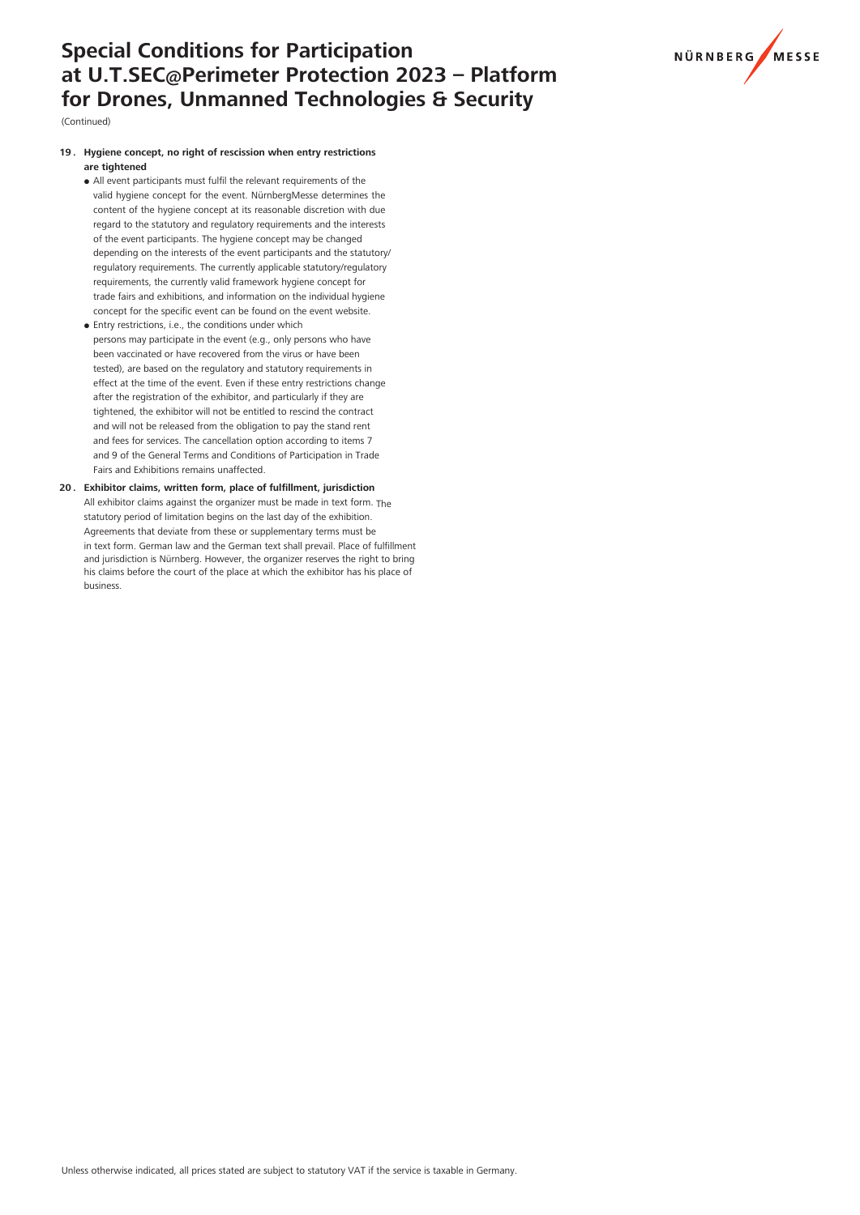# Special Conditions for Participation at U.T.SEC@Perimeter Protection 2023 – Platform for Drones, Unmanned Technologies & Security

(Continued)

**19. Hygiene concept, no right of rescission when entry restrictions are tightened**

- All event participants must fulfil the relevant requirements of the valid hygiene concept for the event. NürnbergMesse determines the content of the hygiene concept at its reasonable discretion with due regard to the statutory and regulatory requirements and the interests of the event participants. The hygiene concept may be changed depending on the interests of the event participants and the statutory/regulatory requirements. The currently applicable statutory/regulatory requirements, the currently valid framework hygiene concept for trade fairs and exhibitions, and information on the individual hygiene concept for the specific event can be found on the event website.
- Entry restrictions, i.e., the conditions under which persons may participate in the event (e.g., only persons who have been vaccinated or have recovered from the virus or have been tested), are based on the regulatory and statutory requirements in effect at the time of the event. Even if these entry restrictions change after the registration of the exhibitor, and particularly if they are tightened, the exhibitor will not be entitled to rescind the contract and will not be released from the obligation to pay the stand rent and fees for services. The cancellation option according to items 7 and 9 of the General Terms and Conditions of Participation in Trade Fairs and Exhibitions remains unaffected.

**20. Exhibitor claims, written form, place of fulfillment, jurisdiction**

All exhibitor claims against the organizer must be made in text form. The statutory period of limitation begins on the last day of the exhibition. Agreements that deviate from these or supplementary terms must be in text form. German law and the German text shall prevail. Place of fulfillment and jurisdiction is Nürnberg. However, the organizer reserves the right to bring his claims before the court of the place at which the exhibitor has his place of business.

Unless otherwise indicated, all prices stated are subject to statutory VAT if the service is taxable in Germany.